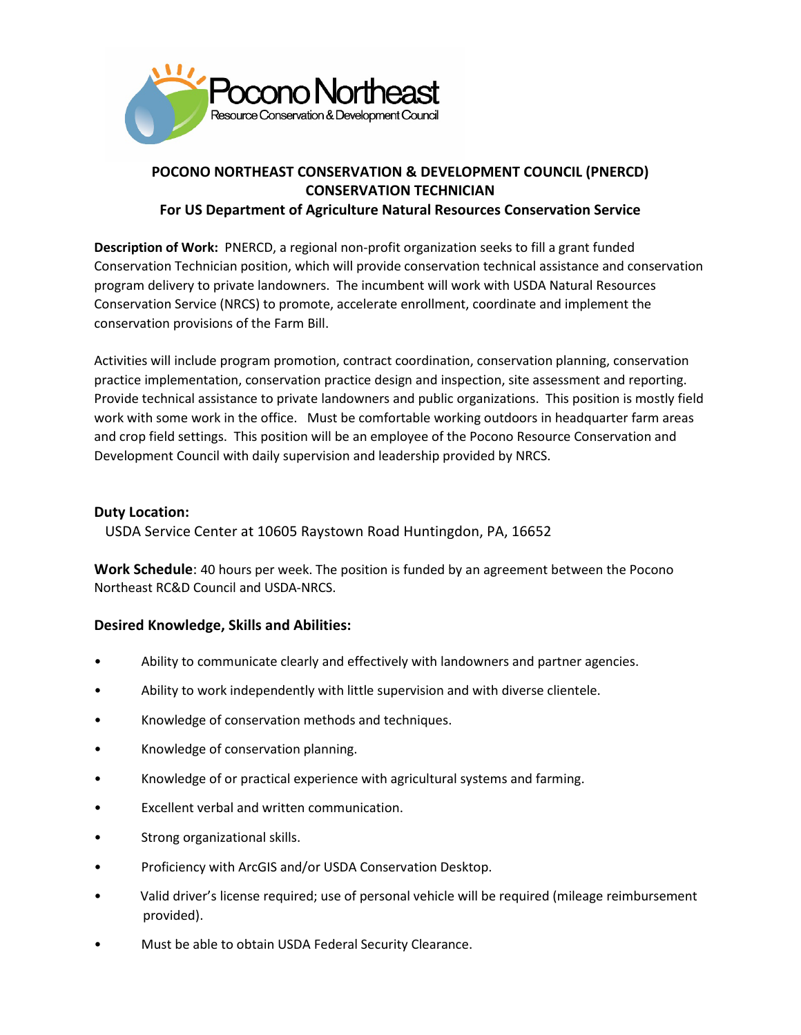Pocono Northeast
Resource Conservation & Development Council

# POCONO NORTHEAST CONSERVATION & DEVELOPMENT COUNCIL (PNERCD)
## CONSERVATION TECHNICIAN
## For US Department of Agriculture Natural Resources Conservation Service

**Description of Work:** PNERCD, a regional non-profit organization seeks to fill a grant funded Conservation Technician position, which will provide conservation technical assistance and conservation program delivery to private landowners. The incumbent will work with USDA Natural Resources Conservation Service (NRCS) to promote, accelerate enrollment, coordinate and implement the conservation provisions of the Farm Bill.

Activities will include program promotion, contract coordination, conservation planning, conservation practice implementation, conservation practice design and inspection, site assessment and reporting. Provide technical assistance to private landowners and public organizations. This position is mostly field work with some work in the office. Must be comfortable working outdoors in headquarter farm areas and crop field settings. This position will be an employee of the Pocono Resource Conservation and Development Council with daily supervision and leadership provided by NRCS.

### Duty Location:

USDA Service Center at 10605 Raystown Road Huntingdon, PA, 16652

**Work Schedule**: 40 hours per week. The position is funded by an agreement between the Pocono Northeast RC&D Council and USDA-NRCS.

### Desired Knowledge, Skills and Abilities:

- Ability to communicate clearly and effectively with landowners and partner agencies.
- Ability to work independently with little supervision and with diverse clientele.
- Knowledge of conservation methods and techniques.
- Knowledge of conservation planning.
- Knowledge of or practical experience with agricultural systems and farming.
- Excellent verbal and written communication.
- Strong organizational skills.
- Proficiency with ArcGIS and/or USDA Conservation Desktop.
- Valid driver's license required; use of personal vehicle will be required (mileage reimbursement provided).
- Must be able to obtain USDA Federal Security Clearance.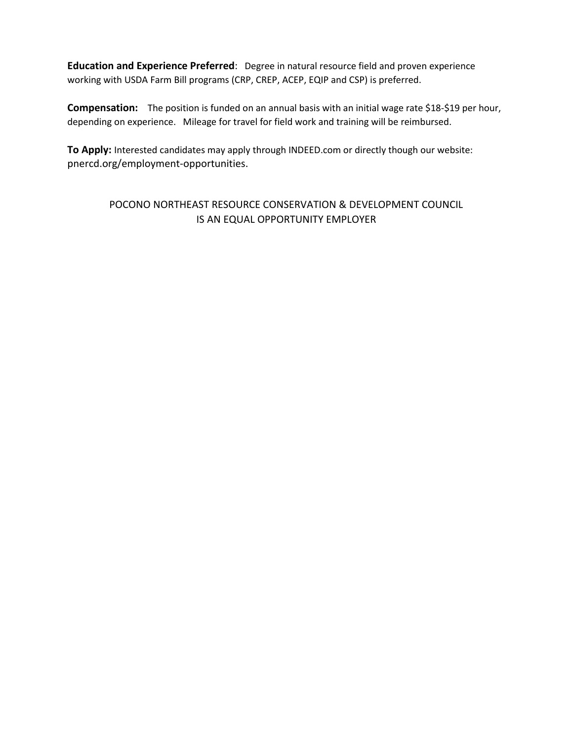**Education and Experience Preferred**: Degree in natural resource field and proven experience working with USDA Farm Bill programs (CRP, CREP, ACEP, EQIP and CSP) is preferred.

**Compensation:** The position is funded on an annual basis with an initial wage rate $18-$19 per hour, depending on experience. Mileage for travel for field work and training will be reimbursed.

**To Apply:** Interested candidates may apply through INDEED.com or directly though our website: pnercd.org/employment-opportunities.

POCONO NORTHEAST RESOURCE CONSERVATION & DEVELOPMENT COUNCIL
IS AN EQUAL OPPORTUNITY EMPLOYER